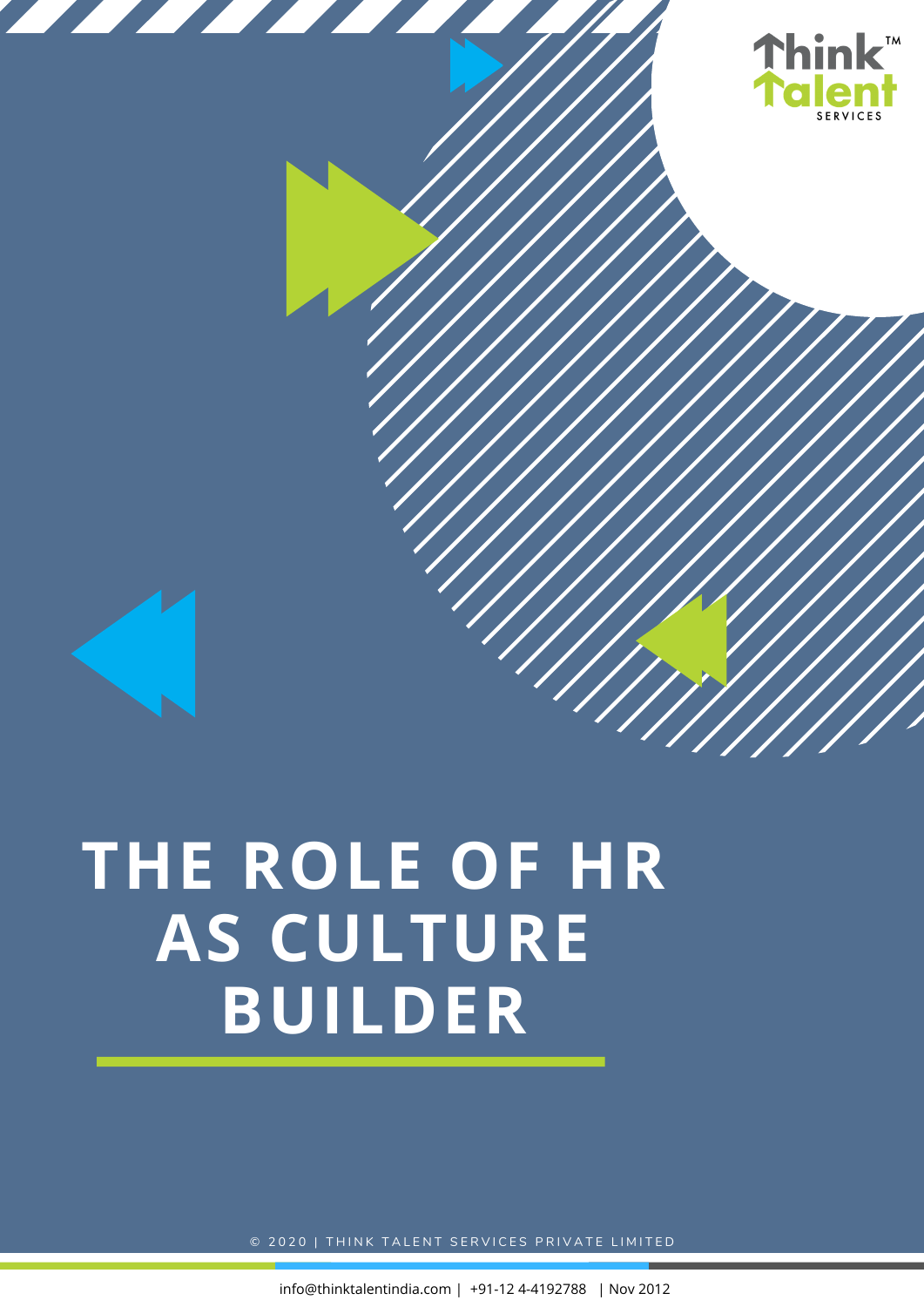# THE ROLE OF HR AS CULTURE BUILDER

© 2020 | THINK TALENT SERVICES PRIVATE LIMITED

info@thinktalentindia.com | +91-12 4-4192788 | Nov 2012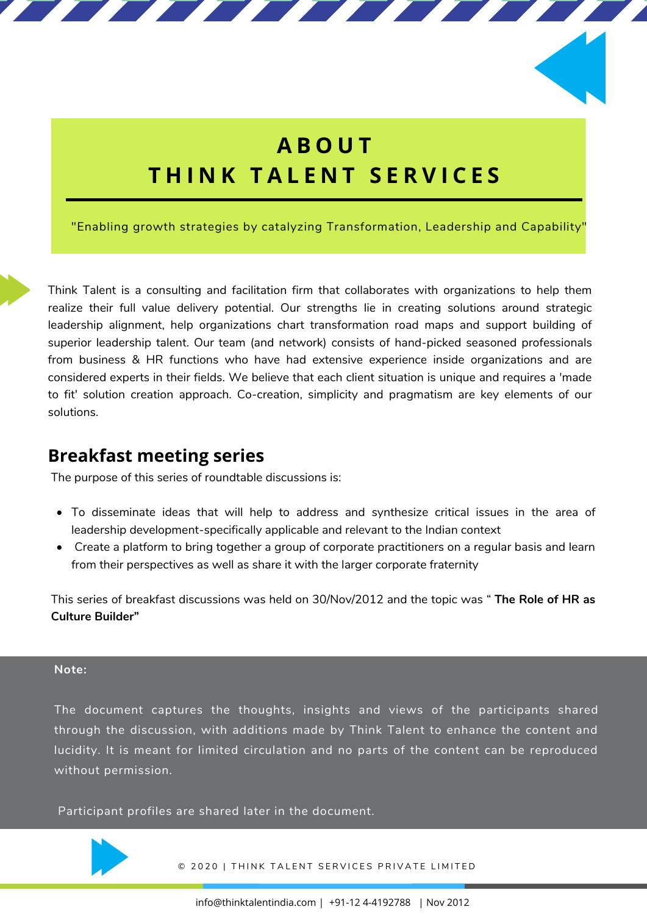# ABOUT THINK TALENT SERVICES

"Enabling growth strategies by catalyzing Transformation, Leadership and Capability"

Think Talent is a consulting and facilitation firm that collaborates with organizations to help them realize their full value delivery potential. Our strengths lie in creating solutions around strategic leadership alignment, help organizations chart transformation road maps and support building of superior leadership talent. Our team (and network) consists of hand-picked seasoned professionals from business & HR functions who have had extensive experience inside organizations and are considered experts in their fields. We believe that each client situation is unique and requires a 'made to fit' solution creation approach. Co-creation, simplicity and pragmatism are key elements of our solutions.

## Breakfast meeting series

The purpose of this series of roundtable discussions is:

- To disseminate ideas that will help to address and synthesize critical issues in the area of leadership development-specifically applicable and relevant to the Indian context
- Create a platform to bring together a group of corporate practitioners on a regular basis and learn from their perspectives as well as share it with the larger corporate fraternity

This series of breakfast discussions was held on 30/Nov/2012 and the topic was " **The Role of HR as Culture Builder"**

**Note:**

The document captures the thoughts, insights and views of the participants shared through the discussion, with additions made by Think Talent to enhance the content and lucidity. It is meant for limited circulation and no parts of the content can be reproduced without permission.

Participant profiles are shared later in the document.

© 2020 | THINK TALENT SERVICES PRIVATE LIMITED

info@thinktalentindia.com | +91-12 4-4192788 | Nov 2012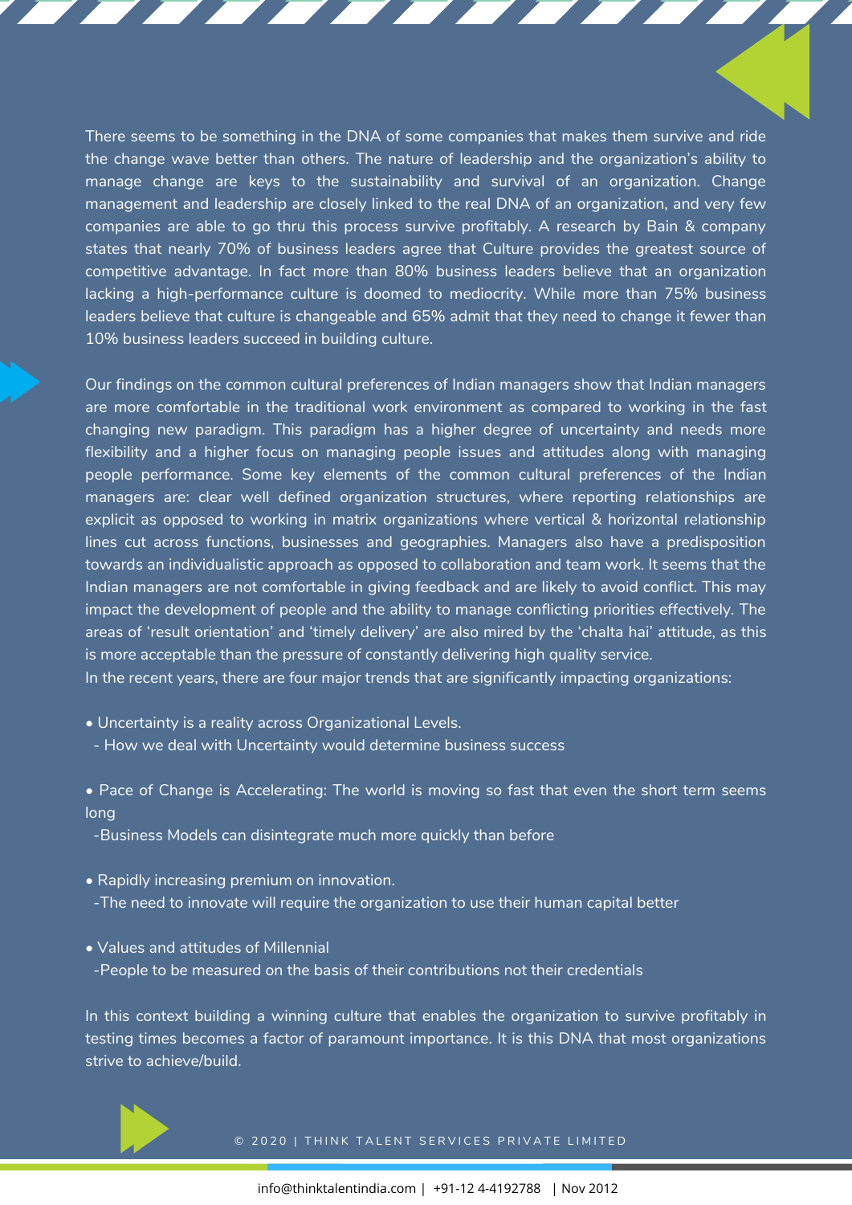There seems to be something in the DNA of some companies that makes them survive and ride the change wave better than others. The nature of leadership and the organization's ability to manage change are keys to the sustainability and survival of an organization. Change management and leadership are closely linked to the real DNA of an organization, and very few companies are able to go thru this process survive profitably. A research by Bain & company states that nearly 70% of business leaders agree that Culture provides the greatest source of competitive advantage. In fact more than 80% business leaders believe that an organization lacking a high-performance culture is doomed to mediocrity. While more than 75% business leaders believe that culture is changeable and 65% admit that they need to change it fewer than 10% business leaders succeed in building culture.

Our findings on the common cultural preferences of Indian managers show that Indian managers are more comfortable in the traditional work environment as compared to working in the fast changing new paradigm. This paradigm has a higher degree of uncertainty and needs more flexibility and a higher focus on managing people issues and attitudes along with managing people performance. Some key elements of the common cultural preferences of the Indian managers are: clear well defined organization structures, where reporting relationships are explicit as opposed to working in matrix organizations where vertical & horizontal relationship lines cut across functions, businesses and geographies. Managers also have a predisposition towards an individualistic approach as opposed to collaboration and team work. It seems that the Indian managers are not comfortable in giving feedback and are likely to avoid conflict. This may impact the development of people and the ability to manage conflicting priorities effectively. The areas of 'result orientation' and 'timely delivery' are also mired by the 'chalta hai' attitude, as this is more acceptable than the pressure of constantly delivering high quality service.
In the recent years, there are four major trends that are significantly impacting organizations:

- Uncertainty is a reality across Organizational Levels.
  - How we deal with Uncertainty would determine business success

- Pace of Change is Accelerating: The world is moving so fast that even the short term seems long
  - Business Models can disintegrate much more quickly than before

- Rapidly increasing premium on innovation.
  - The need to innovate will require the organization to use their human capital better

- Values and attitudes of Millennial
  - People to be measured on the basis of their contributions not their credentials

In this context building a winning culture that enables the organization to survive profitably in testing times becomes a factor of paramount importance. It is this DNA that most organizations strive to achieve/build.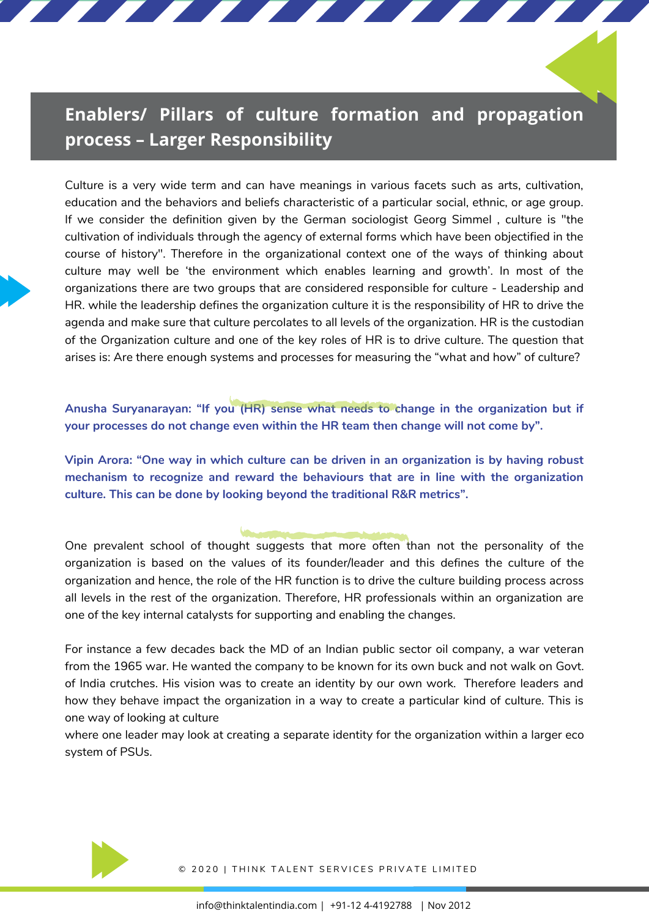## Enablers/ Pillars of culture formation and propagation process – Larger Responsibility

Culture is a very wide term and can have meanings in various facets such as arts, cultivation, education and the behaviors and beliefs characteristic of a particular social, ethnic, or age group. If we consider the definition given by the German sociologist Georg Simmel , culture is "the cultivation of individuals through the agency of external forms which have been objectified in the course of history". Therefore in the organizational context one of the ways of thinking about culture may well be 'the environment which enables learning and growth'. In most of the organizations there are two groups that are considered responsible for culture - Leadership and HR. while the leadership defines the organization culture it is the responsibility of HR to drive the agenda and make sure that culture percolates to all levels of the organization. HR is the custodian of the Organization culture and one of the key roles of HR is to drive culture. The question that arises is: Are there enough systems and processes for measuring the "what and how" of culture?

**Anusha Suryanarayan: "If you (HR) sense what needs to change in the organization but if your processes do not change even within the HR team then change will not come by".**

**Vipin Arora: "One way in which culture can be driven in an organization is by having robust mechanism to recognize and reward the behaviours that are in line with the organization culture. This can be done by looking beyond the traditional R&R metrics".**

One prevalent school of thought suggests that more often than not the personality of the organization is based on the values of its founder/leader and this defines the culture of the organization and hence, the role of the HR function is to drive the culture building process across all levels in the rest of the organization. Therefore, HR professionals within an organization are one of the key internal catalysts for supporting and enabling the changes.

For instance a few decades back the MD of an Indian public sector oil company, a war veteran from the 1965 war. He wanted the company to be known for its own buck and not walk on Govt. of India crutches. His vision was to create an identity by our own work. Therefore leaders and how they behave impact the organization in a way to create a particular kind of culture. This is one way of looking at culture
where one leader may look at creating a separate identity for the organization within a larger eco system of PSUs.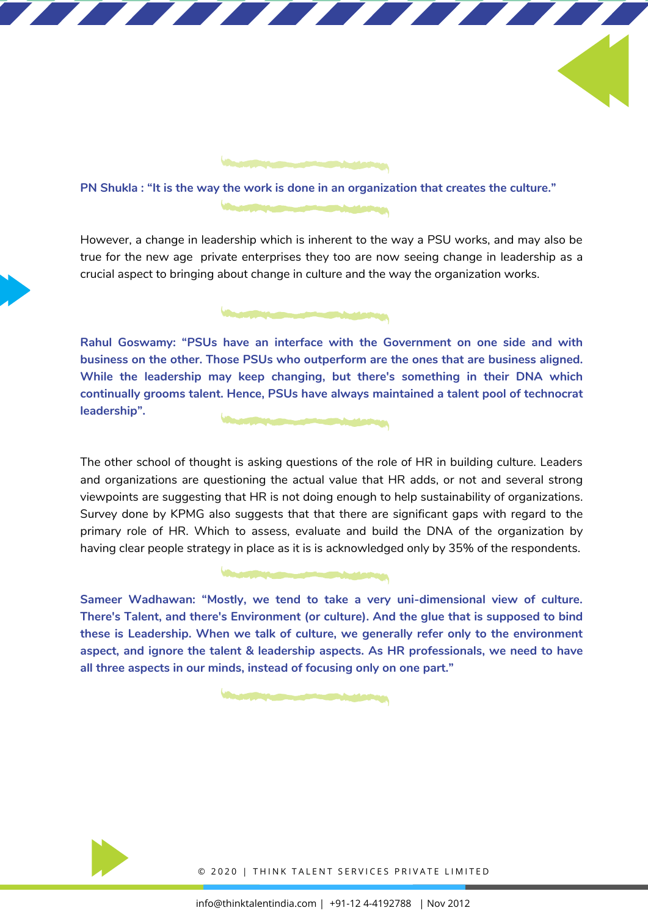**PN Shukla : "It is the way the work is done in an organization that creates the culture."**

However, a change in leadership which is inherent to the way a PSU works, and may also be true for the new age private enterprises they too are now seeing change in leadership as a crucial aspect to bringing about change in culture and the way the organization works.

**Rahul Goswamy: "PSUs have an interface with the Government on one side and with business on the other. Those PSUs who outperform are the ones that are business aligned. While the leadership may keep changing, but there's something in their DNA which continually grooms talent. Hence, PSUs have always maintained a talent pool of technocrat leadership".**

The other school of thought is asking questions of the role of HR in building culture. Leaders and organizations are questioning the actual value that HR adds, or not and several strong viewpoints are suggesting that HR is not doing enough to help sustainability of organizations. Survey done by KPMG also suggests that that there are significant gaps with regard to the primary role of HR. Which to assess, evaluate and build the DNA of the organization by having clear people strategy in place as it is is acknowledged only by 35% of the respondents.

**Sameer Wadhawan: "Mostly, we tend to take a very uni-dimensional view of culture. There's Talent, and there's Environment (or culture). And the glue that is supposed to bind these is Leadership. When we talk of culture, we generally refer only to the environment aspect, and ignore the talent & leadership aspects. As HR professionals, we need to have all three aspects in our minds, instead of focusing only on one part."**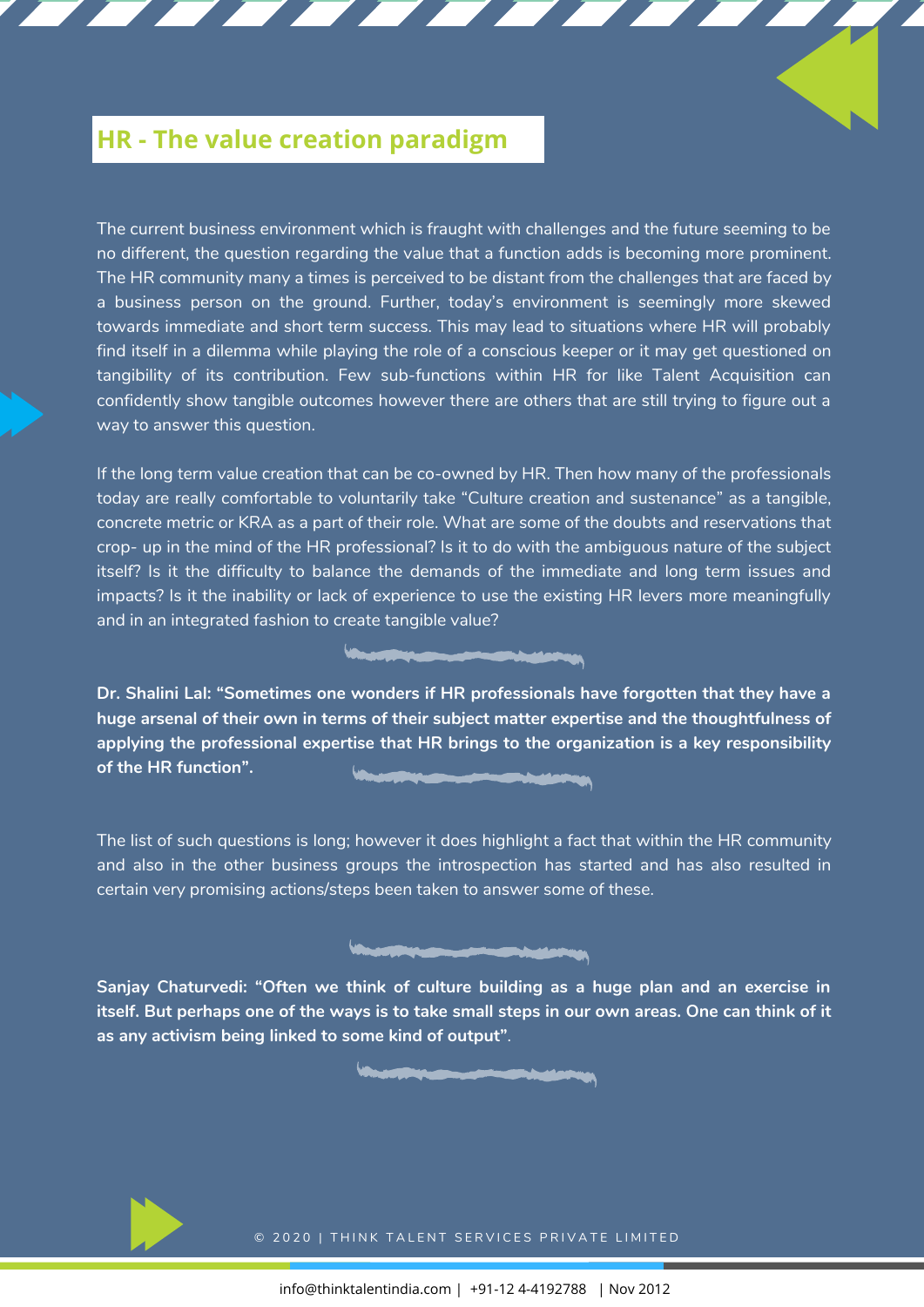## HR - The value creation paradigm

The current business environment which is fraught with challenges and the future seeming to be no different, the question regarding the value that a function adds is becoming more prominent. The HR community many a times is perceived to be distant from the challenges that are faced by a business person on the ground. Further, today's environment is seemingly more skewed towards immediate and short term success. This may lead to situations where HR will probably find itself in a dilemma while playing the role of a conscious keeper or it may get questioned on tangibility of its contribution. Few sub-functions within HR for like Talent Acquisition can confidently show tangible outcomes however there are others that are still trying to figure out a way to answer this question.

If the long term value creation that can be co-owned by HR. Then how many of the professionals today are really comfortable to voluntarily take "Culture creation and sustenance" as a tangible, concrete metric or KRA as a part of their role. What are some of the doubts and reservations that crop- up in the mind of the HR professional? Is it to do with the ambiguous nature of the subject itself? Is it the difficulty to balance the demands of the immediate and long term issues and impacts? Is it the inability or lack of experience to use the existing HR levers more meaningfully and in an integrated fashion to create tangible value?

**Dr. Shalini Lal: "Sometimes one wonders if HR professionals have forgotten that they have a huge arsenal of their own in terms of their subject matter expertise and the thoughtfulness of applying the professional expertise that HR brings to the organization is a key responsibility of the HR function".**

The list of such questions is long; however it does highlight a fact that within the HR community and also in the other business groups the introspection has started and has also resulted in certain very promising actions/steps been taken to answer some of these.

**Sanjay Chaturvedi: "Often we think of culture building as a huge plan and an exercise in itself. But perhaps one of the ways is to take small steps in our own areas. One can think of it as any activism being linked to some kind of output"**.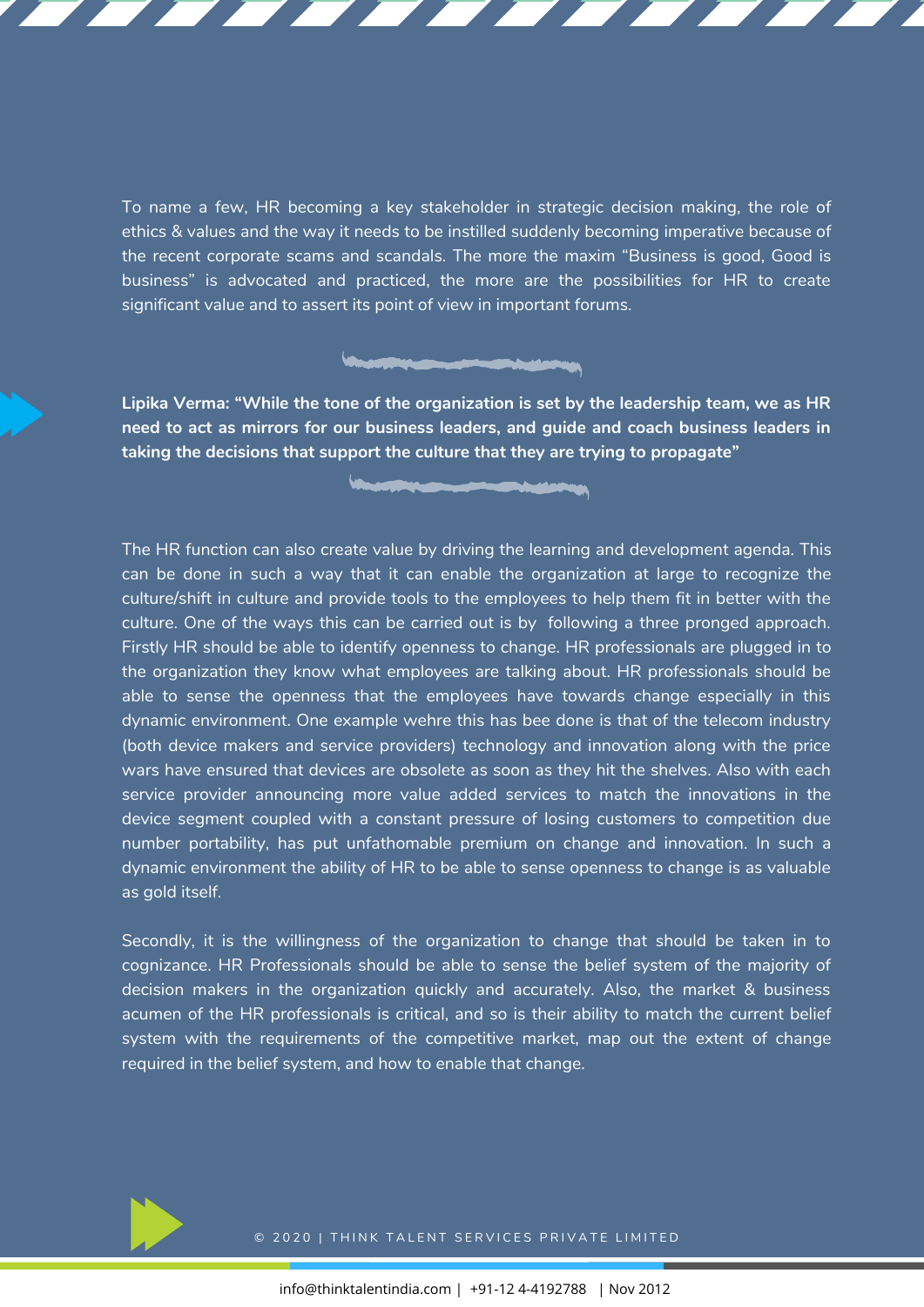To name a few, HR becoming a key stakeholder in strategic decision making, the role of ethics & values and the way it needs to be instilled suddenly becoming imperative because of the recent corporate scams and scandals. The more the maxim "Business is good, Good is business" is advocated and practiced, the more are the possibilities for HR to create significant value and to assert its point of view in important forums.

**Lipika Verma: "While the tone of the organization is set by the leadership team, we as HR need to act as mirrors for our business leaders, and guide and coach business leaders in taking the decisions that support the culture that they are trying to propagate"**

The HR function can also create value by driving the learning and development agenda. This can be done in such a way that it can enable the organization at large to recognize the culture/shift in culture and provide tools to the employees to help them fit in better with the culture. One of the ways this can be carried out is by following a three pronged approach. Firstly HR should be able to identify openness to change. HR professionals are plugged in to the organization they know what employees are talking about. HR professionals should be able to sense the openness that the employees have towards change especially in this dynamic environment. One example wehre this has bee done is that of the telecom industry (both device makers and service providers) technology and innovation along with the price wars have ensured that devices are obsolete as soon as they hit the shelves. Also with each service provider announcing more value added services to match the innovations in the device segment coupled with a constant pressure of losing customers to competition due number portability, has put unfathomable premium on change and innovation. In such a dynamic environment the ability of HR to be able to sense openness to change is as valuable as gold itself.

Secondly, it is the willingness of the organization to change that should be taken in to cognizance. HR Professionals should be able to sense the belief system of the majority of decision makers in the organization quickly and accurately. Also, the market & business acumen of the HR professionals is critical, and so is their ability to match the current belief system with the requirements of the competitive market, map out the extent of change required in the belief system, and how to enable that change.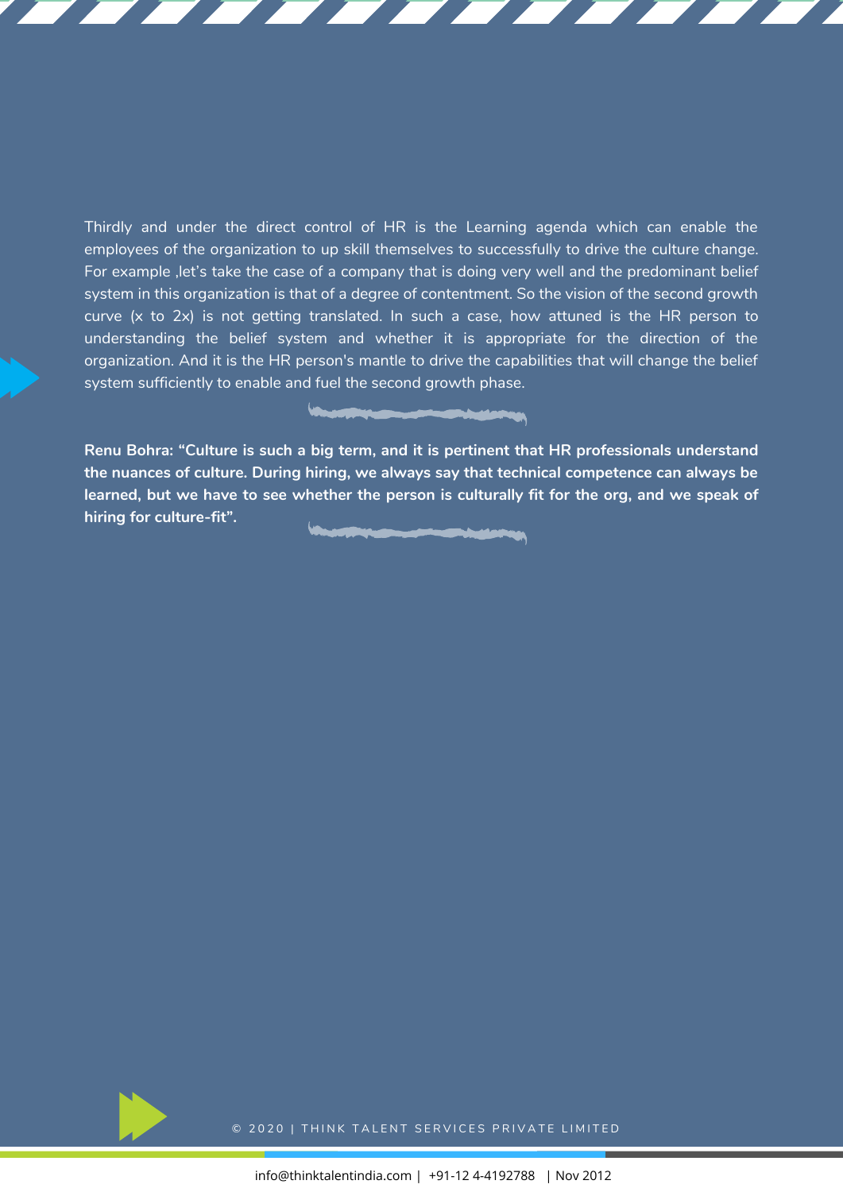Thirdly and under the direct control of HR is the Learning agenda which can enable the employees of the organization to up skill themselves to successfully to drive the culture change. For example ,let's take the case of a company that is doing very well and the predominant belief system in this organization is that of a degree of contentment. So the vision of the second growth curve (x to 2x) is not getting translated. In such a case, how attuned is the HR person to understanding the belief system and whether it is appropriate for the direction of the organization. And it is the HR person's mantle to drive the capabilities that will change the belief system sufficiently to enable and fuel the second growth phase.

**Renu Bohra: "Culture is such a big term, and it is pertinent that HR professionals understand the nuances of culture. During hiring, we always say that technical competence can always be learned, but we have to see whether the person is culturally fit for the org, and we speak of hiring for culture-fit".**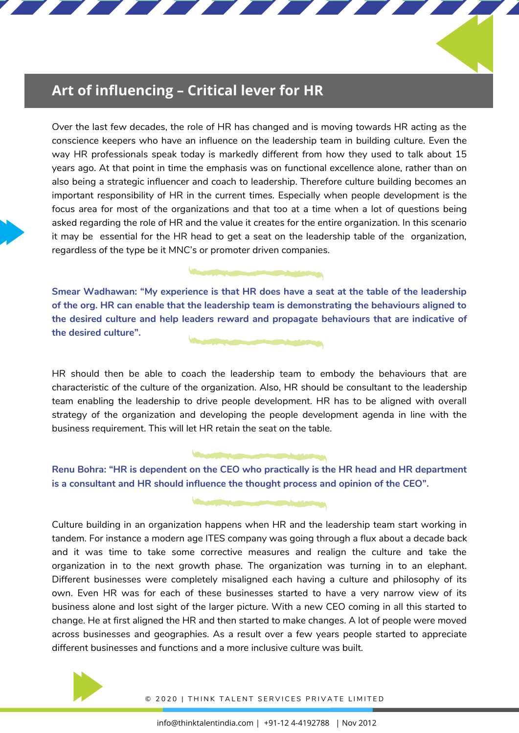## Art of influencing – Critical lever for HR

Over the last few decades, the role of HR has changed and is moving towards HR acting as the conscience keepers who have an influence on the leadership team in building culture. Even the way HR professionals speak today is markedly different from how they used to talk about 15 years ago. At that point in time the emphasis was on functional excellence alone, rather than on also being a strategic influencer and coach to leadership. Therefore culture building becomes an important responsibility of HR in the current times. Especially when people development is the focus area for most of the organizations and that too at a time when a lot of questions being asked regarding the role of HR and the value it creates for the entire organization. In this scenario it may be essential for the HR head to get a seat on the leadership table of the organization, regardless of the type be it MNC's or promoter driven companies.

**Smear Wadhawan: "My experience is that HR does have a seat at the table of the leadership of the org. HR can enable that the leadership team is demonstrating the behaviours aligned to the desired culture and help leaders reward and propagate behaviours that are indicative of the desired culture".**

HR should then be able to coach the leadership team to embody the behaviours that are characteristic of the culture of the organization. Also, HR should be consultant to the leadership team enabling the leadership to drive people development. HR has to be aligned with overall strategy of the organization and developing the people development agenda in line with the business requirement. This will let HR retain the seat on the table.

**Renu Bohra: "HR is dependent on the CEO who practically is the HR head and HR department is a consultant and HR should influence the thought process and opinion of the CEO".**

Culture building in an organization happens when HR and the leadership team start working in tandem. For instance a modern age ITES company was going through a flux about a decade back and it was time to take some corrective measures and realign the culture and take the organization in to the next growth phase. The organization was turning in to an elephant. Different businesses were completely misaligned each having a culture and philosophy of its own. Even HR was for each of these businesses started to have a very narrow view of its business alone and lost sight of the larger picture. With a new CEO coming in all this started to change. He at first aligned the HR and then started to make changes. A lot of people were moved across businesses and geographies. As a result over a few years people started to appreciate different businesses and functions and a more inclusive culture was built.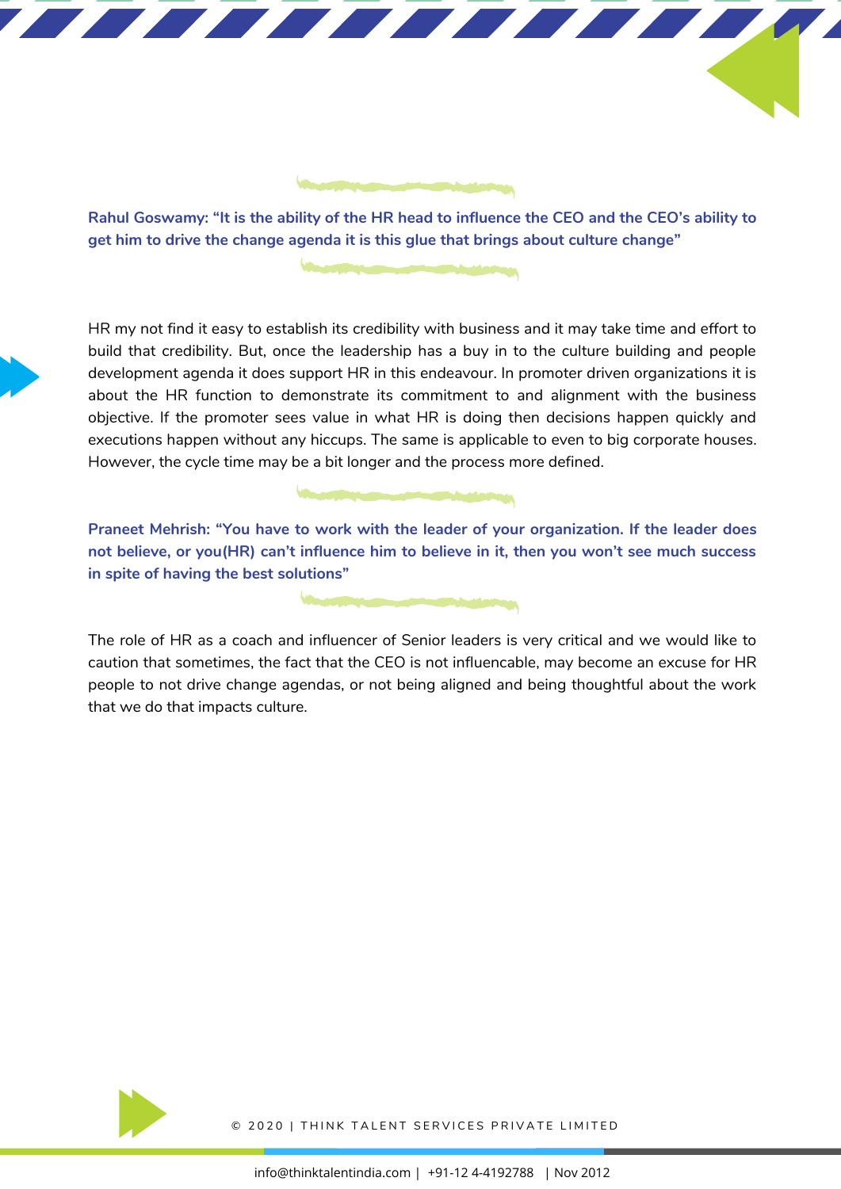**Rahul Goswamy: "It is the ability of the HR head to influence the CEO and the CEO's ability to get him to drive the change agenda it is this glue that brings about culture change"**

HR my not find it easy to establish its credibility with business and it may take time and effort to build that credibility. But, once the leadership has a buy in to the culture building and people development agenda it does support HR in this endeavour. In promoter driven organizations it is about the HR function to demonstrate its commitment to and alignment with the business objective. If the promoter sees value in what HR is doing then decisions happen quickly and executions happen without any hiccups. The same is applicable to even to big corporate houses. However, the cycle time may be a bit longer and the process more defined.

**Praneet Mehrish: "You have to work with the leader of your organization. If the leader does not believe, or you(HR) can't influence him to believe in it, then you won't see much success in spite of having the best solutions"**

The role of HR as a coach and influencer of Senior leaders is very critical and we would like to caution that sometimes, the fact that the CEO is not influencable, may become an excuse for HR people to not drive change agendas, or not being aligned and being thoughtful about the work that we do that impacts culture.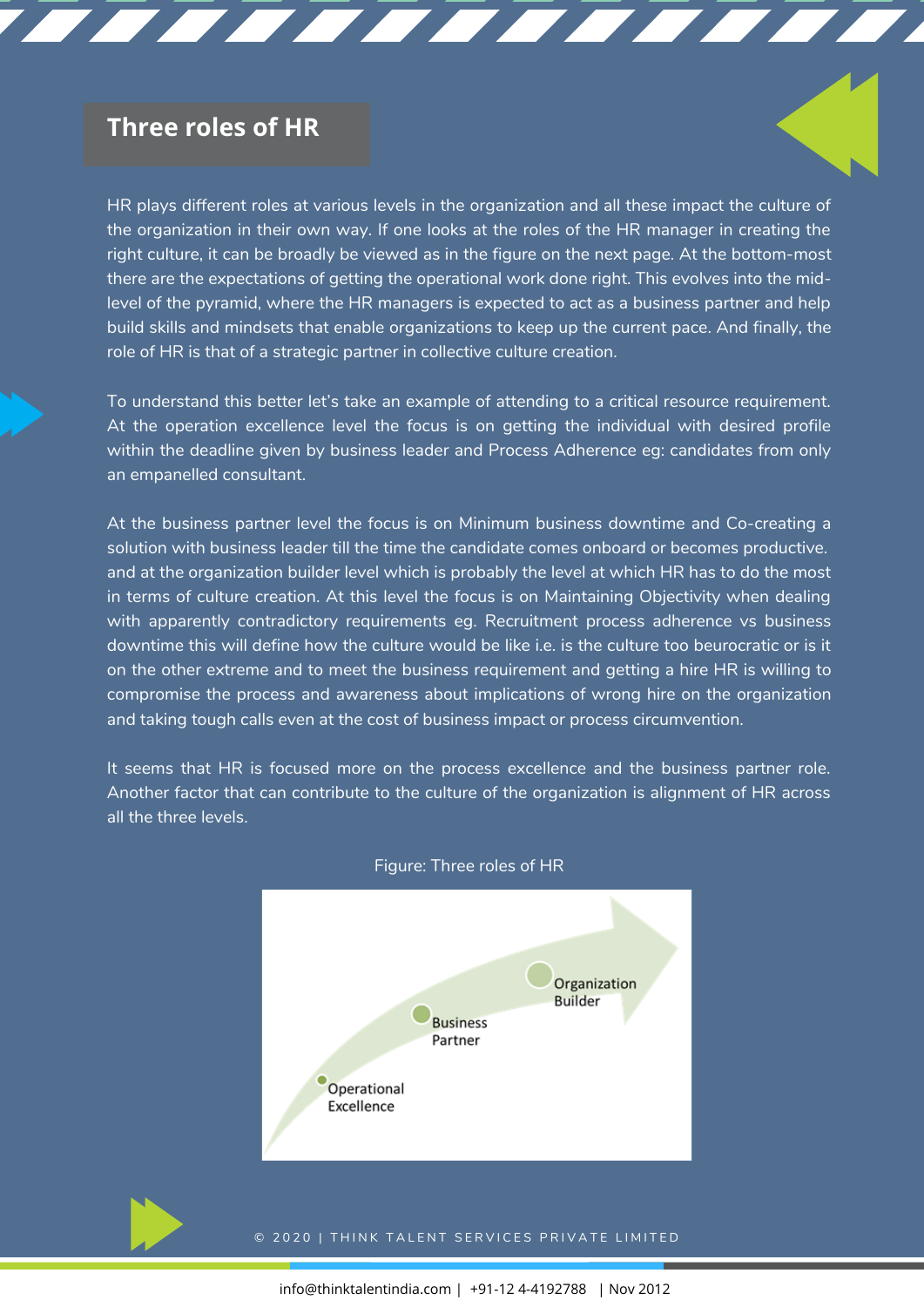## Three roles of HR

HR plays different roles at various levels in the organization and all these impact the culture of the organization in their own way. If one looks at the roles of the HR manager in creating the right culture, it can be broadly be viewed as in the figure on the next page. At the bottom-most there are the expectations of getting the operational work done right. This evolves into the mid-level of the pyramid, where the HR managers is expected to act as a business partner and help build skills and mindsets that enable organizations to keep up the current pace. And finally, the role of HR is that of a strategic partner in collective culture creation.

To understand this better let's take an example of attending to a critical resource requirement. At the operation excellence level the focus is on getting the individual with desired profile within the deadline given by business leader and Process Adherence eg: candidates from only an empanelled consultant.

At the business partner level the focus is on Minimum business downtime and Co-creating a solution with business leader till the time the candidate comes onboard or becomes productive. and at the organization builder level which is probably the level at which HR has to do the most in terms of culture creation. At this level the focus is on Maintaining Objectivity when dealing with apparently contradictory requirements eg. Recruitment process adherence vs business downtime this will define how the culture would be like i.e. is the culture too beurocratic or is it on the other extreme and to meet the business requirement and getting a hire HR is willing to compromise the process and awareness about implications of wrong hire on the organization and taking tough calls even at the cost of business impact or process circumvention.

It seems that HR is focused more on the process excellence and the business partner role. Another factor that can contribute to the culture of the organization is alignment of HR across all the three levels.

Figure: Three roles of HR

Operational Excellence → Business Partner → Organization Builder

© 2020 | THINK TALENT SERVICES PRIVATE LIMITED

info@thinktalentindia.com | +91-12 4-4192788 | Nov 2012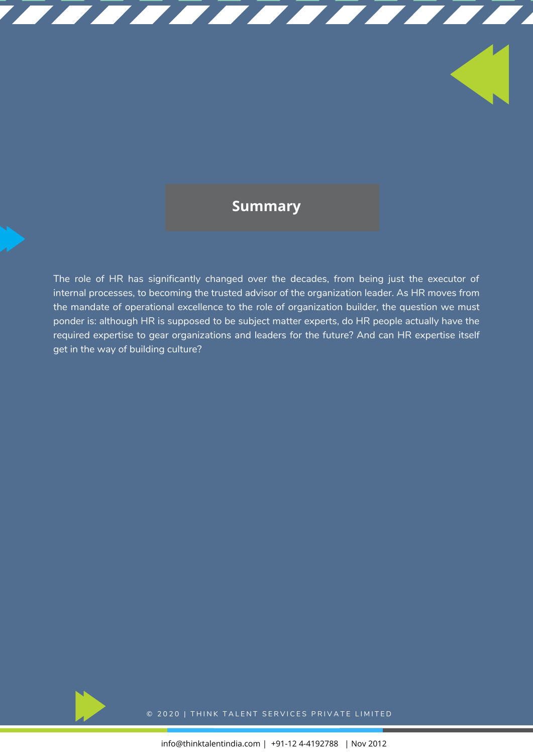## Summary

The role of HR has significantly changed over the decades, from being just the executor of internal processes, to becoming the trusted advisor of the organization leader. As HR moves from the mandate of operational excellence to the role of organization builder, the question we must ponder is: although HR is supposed to be subject matter experts, do HR people actually have the required expertise to gear organizations and leaders for the future? And can HR expertise itself get in the way of building culture?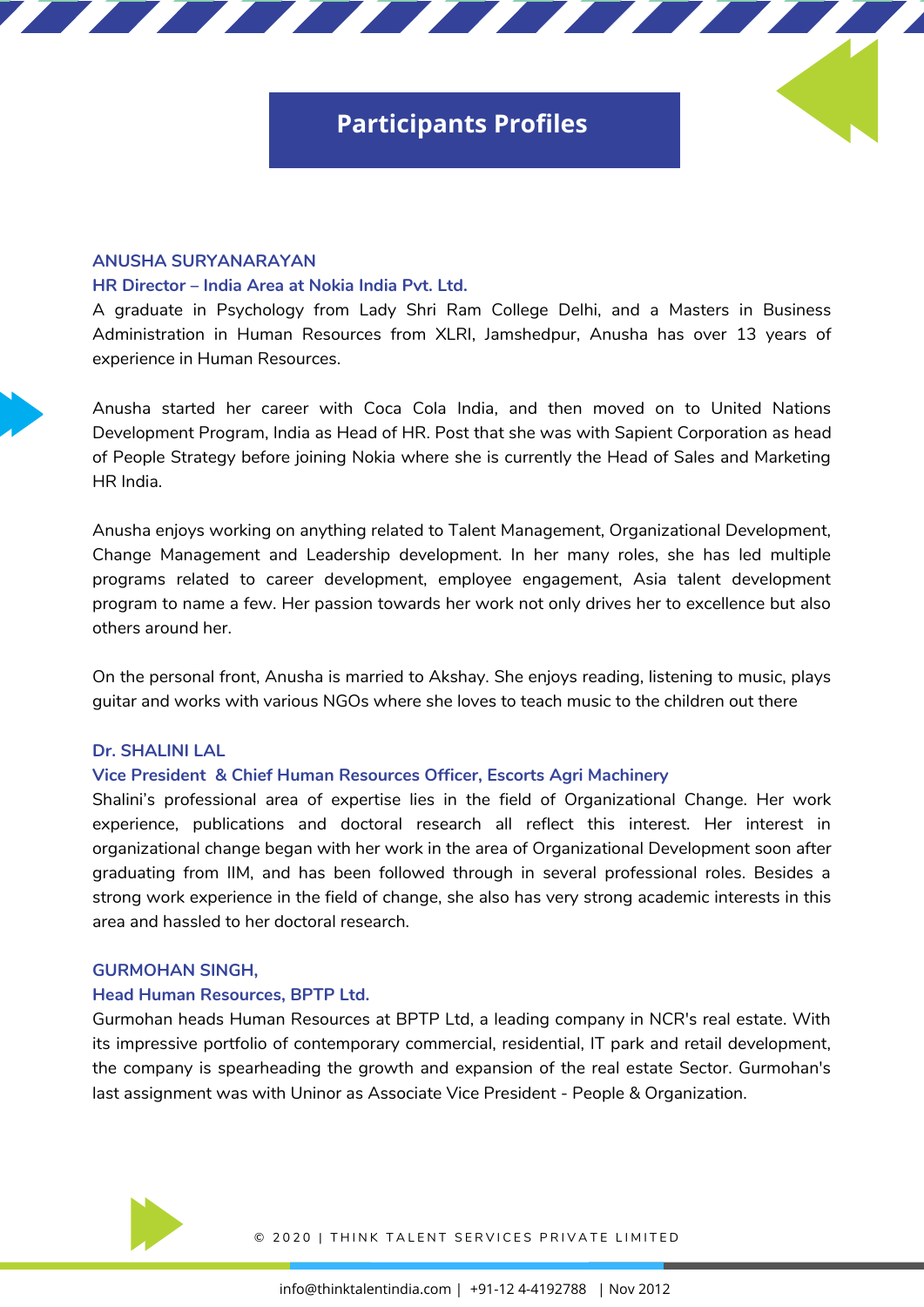# Participants Profiles

**ANUSHA SURYANARAYAN**
**HR Director – India Area at Nokia India Pvt. Ltd.**

A graduate in Psychology from Lady Shri Ram College Delhi, and a Masters in Business Administration in Human Resources from XLRI, Jamshedpur, Anusha has over 13 years of experience in Human Resources.

Anusha started her career with Coca Cola India, and then moved on to United Nations Development Program, India as Head of HR. Post that she was with Sapient Corporation as head of People Strategy before joining Nokia where she is currently the Head of Sales and Marketing HR India.

Anusha enjoys working on anything related to Talent Management, Organizational Development, Change Management and Leadership development. In her many roles, she has led multiple programs related to career development, employee engagement, Asia talent development program to name a few. Her passion towards her work not only drives her to excellence but also others around her.

On the personal front, Anusha is married to Akshay. She enjoys reading, listening to music, plays guitar and works with various NGOs where she loves to teach music to the children out there

**Dr. SHALINI LAL**
**Vice President & Chief Human Resources Officer, Escorts Agri Machinery**

Shalini's professional area of expertise lies in the field of Organizational Change. Her work experience, publications and doctoral research all reflect this interest. Her interest in organizational change began with her work in the area of Organizational Development soon after graduating from IIM, and has been followed through in several professional roles. Besides a strong work experience in the field of change, she also has very strong academic interests in this area and hassled to her doctoral research.

**GURMOHAN SINGH,**
**Head Human Resources, BPTP Ltd.**

Gurmohan heads Human Resources at BPTP Ltd, a leading company in NCR's real estate. With its impressive portfolio of contemporary commercial, residential, IT park and retail development, the company is spearheading the growth and expansion of the real estate Sector. Gurmohan's last assignment was with Uninor as Associate Vice President - People & Organization.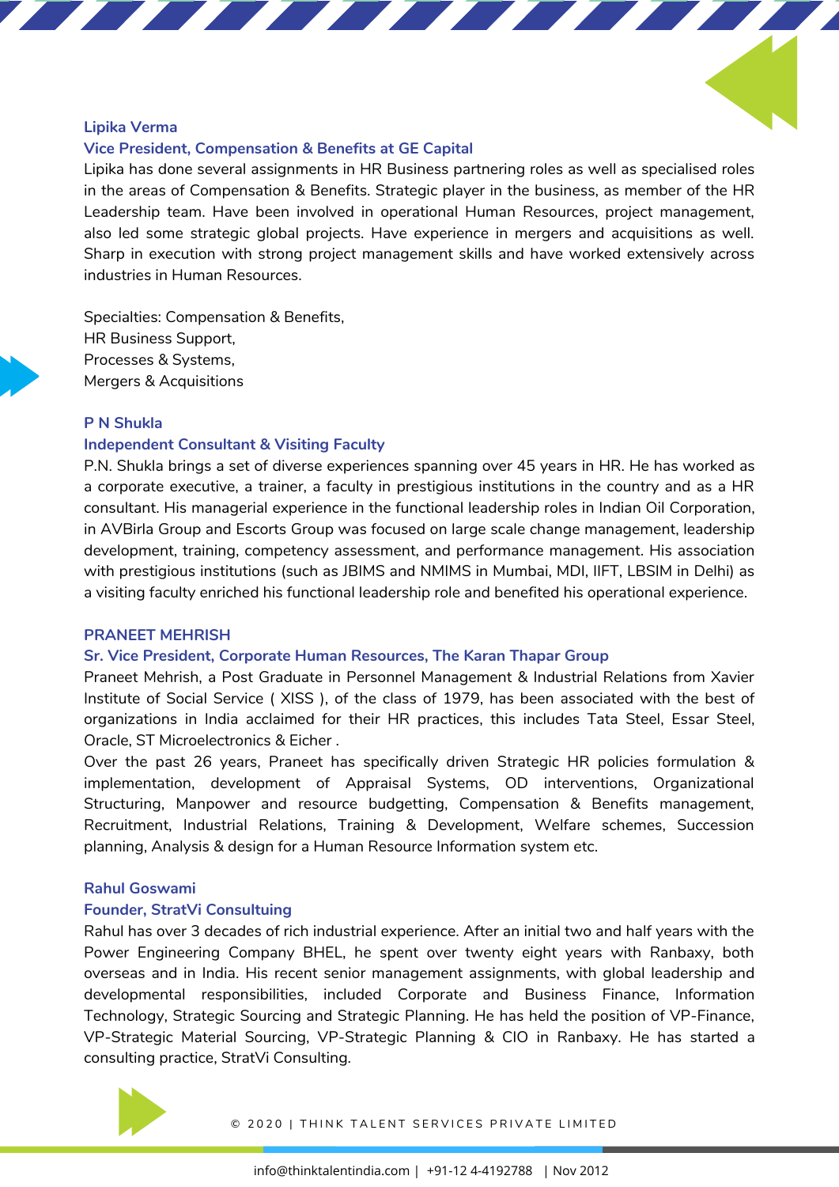**Lipika Verma**
**Vice President, Compensation & Benefits at GE Capital**
Lipika has done several assignments in HR Business partnering roles as well as specialised roles in the areas of Compensation & Benefits. Strategic player in the business, as member of the HR Leadership team. Have been involved in operational Human Resources, project management, also led some strategic global projects. Have experience in mergers and acquisitions as well. Sharp in execution with strong project management skills and have worked extensively across industries in Human Resources.

Specialties: Compensation & Benefits,
HR Business Support,
Processes & Systems,
Mergers & Acquisitions

**P N Shukla**
**Independent Consultant & Visiting Faculty**
P.N. Shukla brings a set of diverse experiences spanning over 45 years in HR. He has worked as a corporate executive, a trainer, a faculty in prestigious institutions in the country and as a HR consultant. His managerial experience in the functional leadership roles in Indian Oil Corporation, in AVBirla Group and Escorts Group was focused on large scale change management, leadership development, training, competency assessment, and performance management. His association with prestigious institutions (such as JBIMS and NMIMS in Mumbai, MDI, IIFT, LBSIM in Delhi) as a visiting faculty enriched his functional leadership role and benefited his operational experience.

**PRANEET MEHRISH**
**Sr. Vice President, Corporate Human Resources, The Karan Thapar Group**
Praneet Mehrish, a Post Graduate in Personnel Management & Industrial Relations from Xavier Institute of Social Service ( XISS ), of the class of 1979, has been associated with the best of organizations in India acclaimed for their HR practices, this includes Tata Steel, Essar Steel, Oracle, ST Microelectronics & Eicher .
Over the past 26 years, Praneet has specifically driven Strategic HR policies formulation & implementation, development of Appraisal Systems, OD interventions, Organizational Structuring, Manpower and resource budgetting, Compensation & Benefits management, Recruitment, Industrial Relations, Training & Development, Welfare schemes, Succession planning, Analysis & design for a Human Resource Information system etc.

**Rahul Goswami**
**Founder, StratVi Consultuing**
Rahul has over 3 decades of rich industrial experience. After an initial two and half years with the Power Engineering Company BHEL, he spent over twenty eight years with Ranbaxy, both overseas and in India. His recent senior management assignments, with global leadership and developmental responsibilities, included Corporate and Business Finance, Information Technology, Strategic Sourcing and Strategic Planning. He has held the position of VP-Finance, VP-Strategic Material Sourcing, VP-Strategic Planning & CIO in Ranbaxy. He has started a consulting practice, StratVi Consulting.

© 2020 | THINK TALENT SERVICES PRIVATE LIMITED

info@thinktalentindia.com | +91-12 4-4192788 | Nov 2012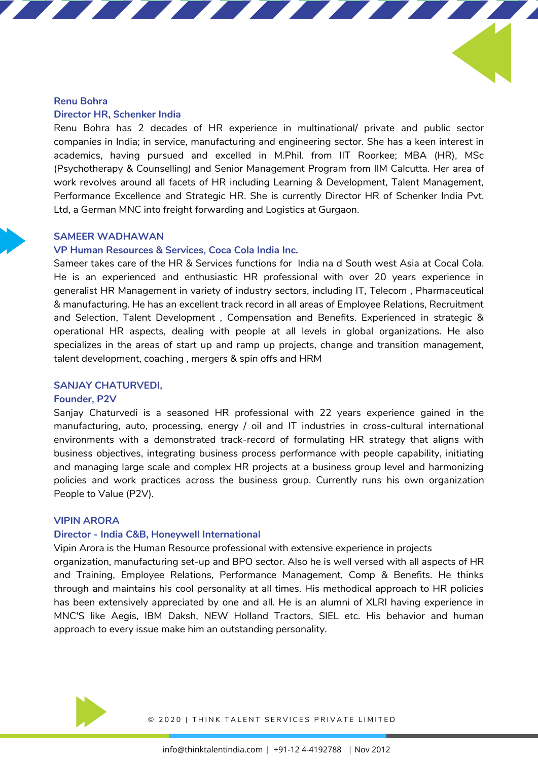### Renu Bohra

### Director HR, Schenker India

Renu Bohra has 2 decades of HR experience in multinational/ private and public sector companies in India; in service, manufacturing and engineering sector. She has a keen interest in academics, having pursued and excelled in M.Phil. from IIT Roorkee; MBA (HR), MSc (Psychotherapy & Counselling) and Senior Management Program from IIM Calcutta. Her area of work revolves around all facets of HR including Learning & Development, Talent Management, Performance Excellence and Strategic HR. She is currently Director HR of Schenker India Pvt. Ltd, a German MNC into freight forwarding and Logistics at Gurgaon.

### SAMEER WADHAWAN

### VP Human Resources & Services, Coca Cola India Inc.

Sameer takes care of the HR & Services functions for India na d South west Asia at Cocal Cola. He is an experienced and enthusiastic HR professional with over 20 years experience in generalist HR Management in variety of industry sectors, including IT, Telecom , Pharmaceutical & manufacturing. He has an excellent track record in all areas of Employee Relations, Recruitment and Selection, Talent Development , Compensation and Benefits. Experienced in strategic & operational HR aspects, dealing with people at all levels in global organizations. He also specializes in the areas of start up and ramp up projects, change and transition management, talent development, coaching , mergers & spin offs and HRM

### SANJAY CHATURVEDI,

### Founder, P2V

Sanjay Chaturvedi is a seasoned HR professional with 22 years experience gained in the manufacturing, auto, processing, energy / oil and IT industries in cross-cultural international environments with a demonstrated track-record of formulating HR strategy that aligns with business objectives, integrating business process performance with people capability, initiating and managing large scale and complex HR projects at a business group level and harmonizing policies and work practices across the business group. Currently runs his own organization People to Value (P2V).

### VIPIN ARORA

### Director - India C&B, Honeywell International

Vipin Arora is the Human Resource professional with extensive experience in projects organization, manufacturing set-up and BPO sector. Also he is well versed with all aspects of HR and Training, Employee Relations, Performance Management, Comp & Benefits. He thinks through and maintains his cool personality at all times. His methodical approach to HR policies has been extensively appreciated by one and all. He is an alumni of XLRI having experience in MNC'S like Aegis, IBM Daksh, NEW Holland Tractors, SIEL etc. His behavior and human approach to every issue make him an outstanding personality.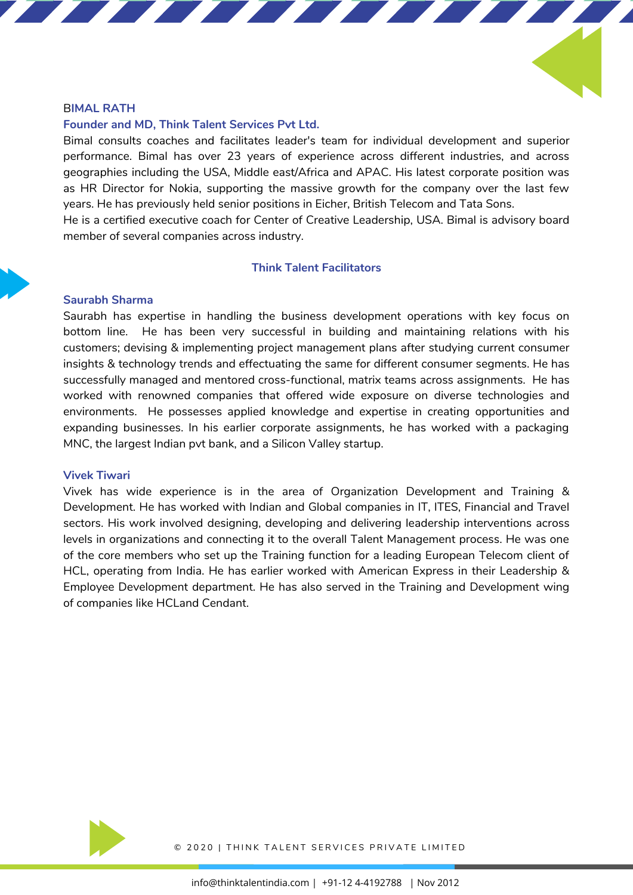### BIMAL RATH

### Founder and MD, Think Talent Services Pvt Ltd.

Bimal consults coaches and facilitates leader's team for individual development and superior performance. Bimal has over 23 years of experience across different industries, and across geographies including the USA, Middle east/Africa and APAC. His latest corporate position was as HR Director for Nokia, supporting the massive growth for the company over the last few years. He has previously held senior positions in Eicher, British Telecom and Tata Sons.
He is a certified executive coach for Center of Creative Leadership, USA. Bimal is advisory board member of several companies across industry.

## Think Talent Facilitators

### Saurabh Sharma

Saurabh has expertise in handling the business development operations with key focus on bottom line. He has been very successful in building and maintaining relations with his customers; devising & implementing project management plans after studying current consumer insights & technology trends and effectuating the same for different consumer segments. He has successfully managed and mentored cross-functional, matrix teams across assignments. He has worked with renowned companies that offered wide exposure on diverse technologies and environments. He possesses applied knowledge and expertise in creating opportunities and expanding businesses. In his earlier corporate assignments, he has worked with a packaging MNC, the largest Indian pvt bank, and a Silicon Valley startup.

### Vivek Tiwari

Vivek has wide experience is in the area of Organization Development and Training & Development. He has worked with Indian and Global companies in IT, ITES, Financial and Travel sectors. His work involved designing, developing and delivering leadership interventions across levels in organizations and connecting it to the overall Talent Management process. He was one of the core members who set up the Training function for a leading European Telecom client of HCL, operating from India. He has earlier worked with American Express in their Leadership & Employee Development department. He has also served in the Training and Development wing of companies like HCLand Cendant.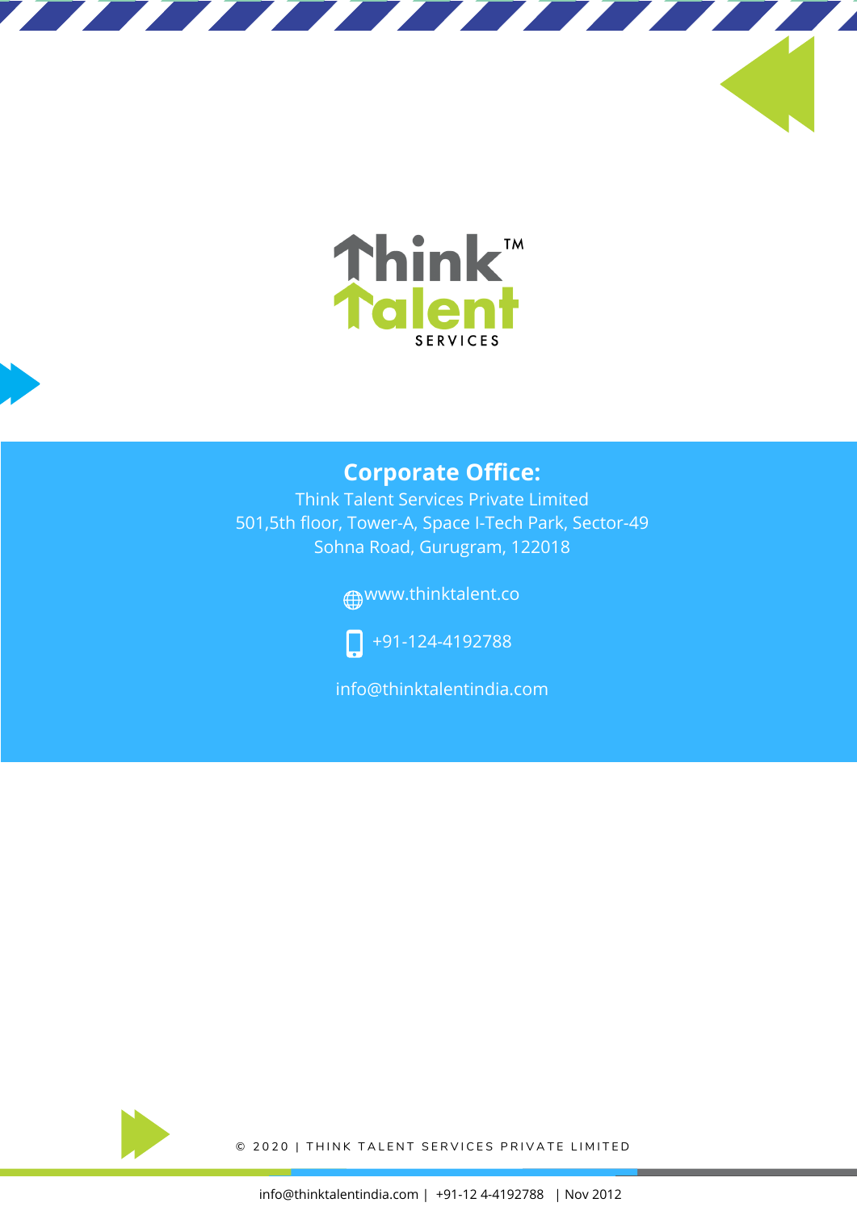Think™ Talent SERVICES

## Corporate Office:

Think Talent Services Private Limited
501,5th floor, Tower-A, Space I-Tech Park, Sector-49
Sohna Road, Gurugram, 122018

www.thinktalent.co

+91-124-4192788

info@thinktalentindia.com

© 2020 | THINK TALENT SERVICES PRIVATE LIMITED